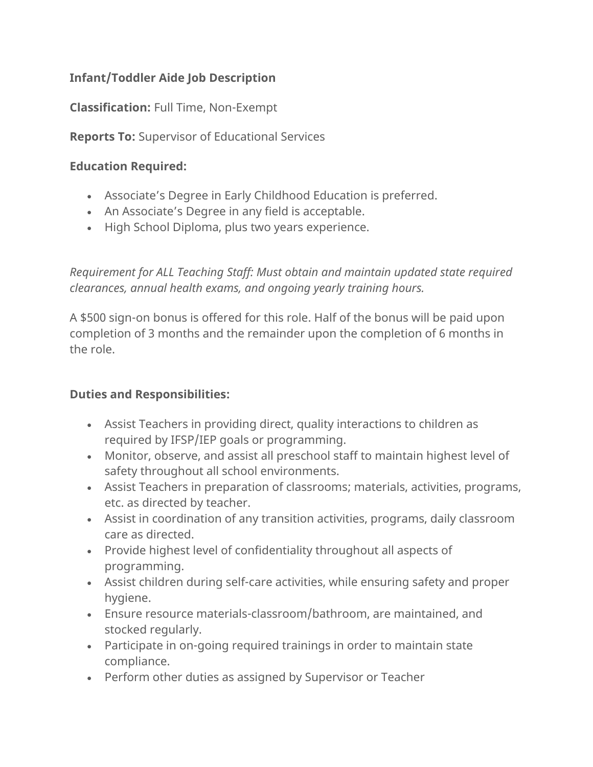**Infant/Toddler Aide Job Description**

**Classification:** Full Time, Non-Exempt

**Reports To:** Supervisor of Educational Services

**Education Required:**

- Associate's Degree in Early Childhood Education is preferred.
- An Associate's Degree in any field is acceptable.
- High School Diploma, plus two years experience.

*Requirement for ALL Teaching Staff: Must obtain and maintain updated state required clearances, annual health exams, and ongoing yearly training hours.*

A $500 sign-on bonus is offered for this role. Half of the bonus will be paid upon completion of 3 months and the remainder upon the completion of 6 months in the role.

**Duties and Responsibilities:**

- Assist Teachers in providing direct, quality interactions to children as required by IFSP/IEP goals or programming.
- Monitor, observe, and assist all preschool staff to maintain highest level of safety throughout all school environments.
- Assist Teachers in preparation of classrooms; materials, activities, programs, etc. as directed by teacher.
- Assist in coordination of any transition activities, programs, daily classroom care as directed.
- Provide highest level of confidentiality throughout all aspects of programming.
- Assist children during self-care activities, while ensuring safety and proper hygiene.
- Ensure resource materials-classroom/bathroom, are maintained, and stocked regularly.
- Participate in on-going required trainings in order to maintain state compliance.
- Perform other duties as assigned by Supervisor or Teacher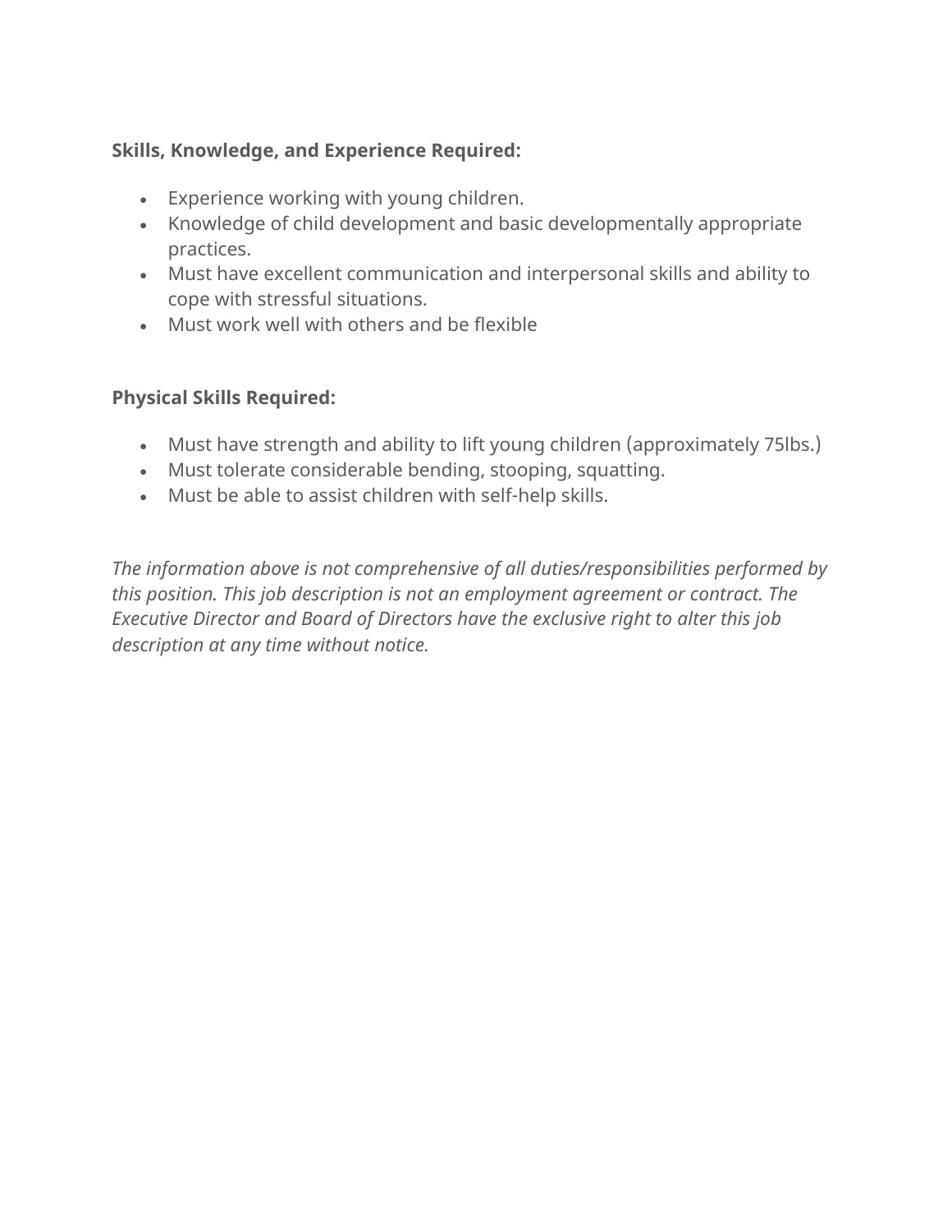**Skills, Knowledge, and Experience Required:**

- Experience working with young children.
- Knowledge of child development and basic developmentally appropriate practices.
- Must have excellent communication and interpersonal skills and ability to cope with stressful situations.
- Must work well with others and be flexible

**Physical Skills Required:**

- Must have strength and ability to lift young children (approximately 75lbs.)
- Must tolerate considerable bending, stooping, squatting.
- Must be able to assist children with self-help skills.

*The information above is not comprehensive of all duties/responsibilities performed by this position. This job description is not an employment agreement or contract. The Executive Director and Board of Directors have the exclusive right to alter this job description at any time without notice.*